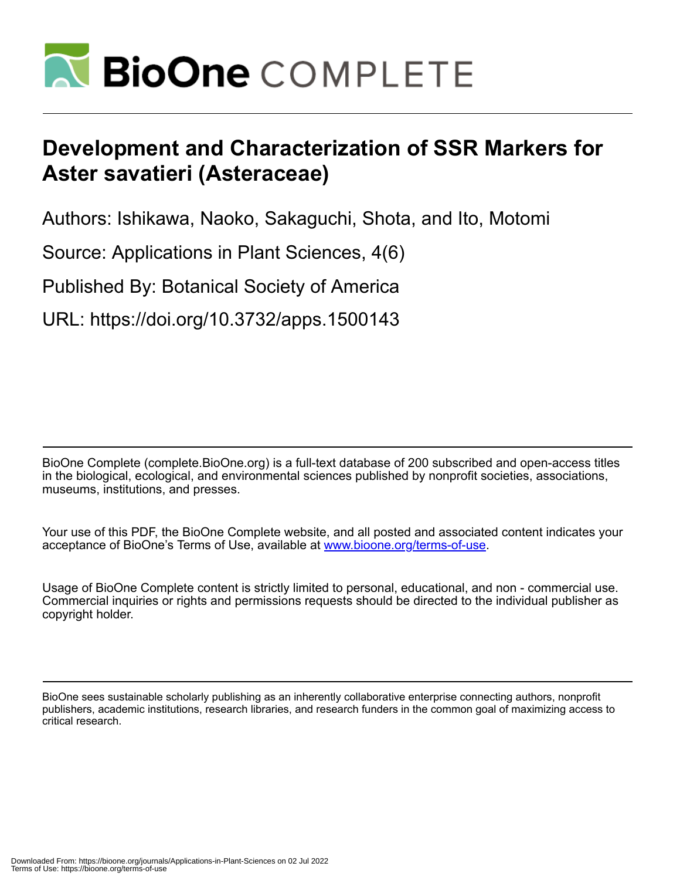# Development and Characterization of SSR Markers for Aster savatieri (Asteraceae)

Authors: Ishikawa, Naoko, Sakaguchi, Shota, and Ito, Motomi

Source: Applications in Plant Sciences, 4(6)

Published By: Botanical Society of America

URL: https://doi.org/10.3732/apps.1500143

BioOne Complete (complete.BioOne.org) is a full-text database of 200 subscribed and open-access titles in the biological, ecological, and environmental sciences published by nonprofit societies, associations, museums, institutions, and presses.

Your use of this PDF, the BioOne Complete website, and all posted and associated content indicates your acceptance of BioOne's Terms of Use, available at www.bioone.org/terms-of-use.

Usage of BioOne Complete content is strictly limited to personal, educational, and non - commercial use. Commercial inquiries or rights and permissions requests should be directed to the individual publisher as copyright holder.

BioOne sees sustainable scholarly publishing as an inherently collaborative enterprise connecting authors, nonprofit publishers, academic institutions, research libraries, and research funders in the common goal of maximizing access to critical research.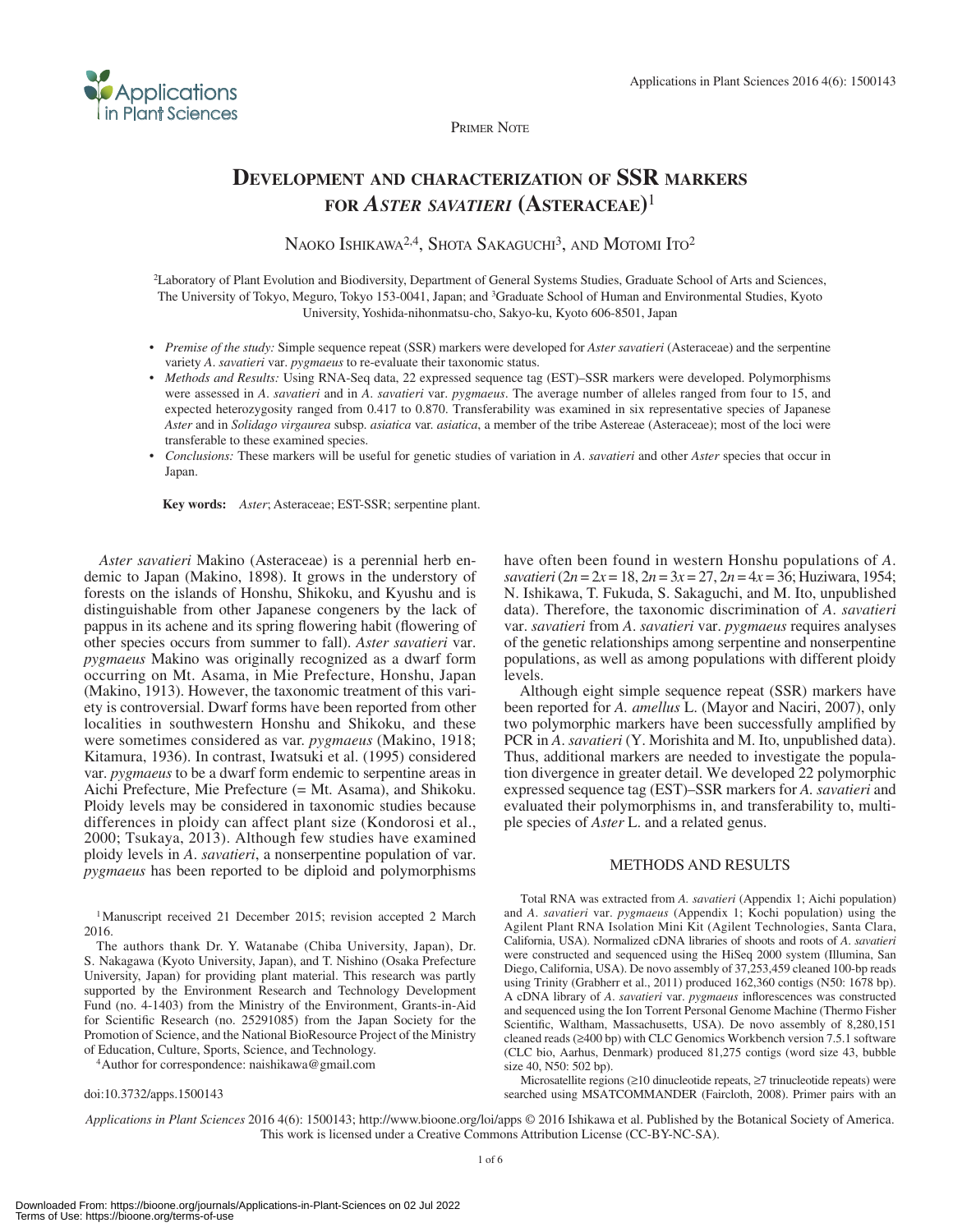Primer Note

# Development and characterization of SSR markers for *Aster savatieri* (Asteraceae)[1]

Naoko Ishikawa[2,4], Shota Sakaguchi[3], and Motomi Ito[2]

[2]Laboratory of Plant Evolution and Biodiversity, Department of General Systems Studies, Graduate School of Arts and Sciences, The University of Tokyo, Meguro, Tokyo 153-0041, Japan; and [3]Graduate School of Human and Environmental Studies, Kyoto University, Yoshida-nihonmatsu-cho, Sakyo-ku, Kyoto 606-8501, Japan

- *Premise of the study:* Simple sequence repeat (SSR) markers were developed for *Aster savatieri* (Asteraceae) and the serpentine variety *A. savatieri* var. *pygmaeus* to re-evaluate their taxonomic status.
- *Methods and Results:* Using RNA-Seq data, 22 expressed sequence tag (EST)–SSR markers were developed. Polymorphisms were assessed in *A. savatieri* and in *A. savatieri* var. *pygmaeus*. The average number of alleles ranged from four to 15, and expected heterozygosity ranged from 0.417 to 0.870. Transferability was examined in six representative species of Japanese *Aster* and in *Solidago virgaurea* subsp. *asiatica* var. *asiatica*, a member of the tribe Astereae (Asteraceae); most of the loci were transferable to these examined species.
- *Conclusions:* These markers will be useful for genetic studies of variation in *A. savatieri* and other *Aster* species that occur in Japan.

**Key words:** *Aster*; Asteraceae; EST-SSR; serpentine plant.

*Aster savatieri* Makino (Asteraceae) is a perennial herb endemic to Japan (Makino, 1898). It grows in the understory of forests on the islands of Honshu, Shikoku, and Kyushu and is distinguishable from other Japanese congeners by the lack of pappus in its achene and its spring flowering habit (flowering of other species occurs from summer to fall). *Aster savatieri* var. *pygmaeus* Makino was originally recognized as a dwarf form occurring on Mt. Asama, in Mie Prefecture, Honshu, Japan (Makino, 1913). However, the taxonomic treatment of this variety is controversial. Dwarf forms have been reported from other localities in southwestern Honshu and Shikoku, and these were sometimes considered as var. *pygmaeus* (Makino, 1918; Kitamura, 1936). In contrast, Iwatsuki et al. (1995) considered var. *pygmaeus* to be a dwarf form endemic to serpentine areas in Aichi Prefecture, Mie Prefecture (= Mt. Asama), and Shikoku. Ploidy levels may be considered in taxonomic studies because differences in ploidy can affect plant size (Kondorosi et al., 2000; Tsukaya, 2013). Although few studies have examined ploidy levels in *A. savatieri*, a nonserpentine population of var. *pygmaeus* has been reported to be diploid and polymorphisms have often been found in western Honshu populations of *A. savatieri* ($2n = 2x = 18$, $2n = 3x = 27$, $2n = 4x = 36$; Huziwara, 1954; N. Ishikawa, T. Fukuda, S. Sakaguchi, and M. Ito, unpublished data). Therefore, the taxonomic discrimination of *A. savatieri* var. *pygmaeus* from *A. savatieri* requires analyses of the genetic relationships among serpentine and nonserpentine populations, as well as among populations with different ploidy levels.

Although eight simple sequence repeat (SSR) markers have been reported for *A. amellus* L. (Mayor and Naciri, 2007), only two polymorphic markers have been successfully amplified by PCR in *A. savatieri* (Y. Morishita and M. Ito, unpublished data). Thus, additional markers are needed to investigate the population divergence in greater detail. We developed 22 polymorphic expressed sequence tag (EST)–SSR markers for *A. savatieri* and evaluated their polymorphisms in, and transferability to, multiple species of *Aster* L. and a related genus.

## METHODS AND RESULTS

Total RNA was extracted from *A. savatieri* (Appendix 1; Aichi population) and *A. savatieri* var. *pygmaeus* (Appendix 1; Kochi population) using the Agilent Plant RNA Isolation Mini Kit (Agilent Technologies, Santa Clara, California, USA). Normalized cDNA libraries of shoots and roots of *A. savatieri* were constructed and sequenced using the HiSeq 2000 system (Illumina, San Diego, California, USA). De novo assembly of 37,253,459 cleaned 100-bp reads using Trinity (Grabherr et al., 2011) produced 162,360 contigs (N50: 1678 bp). A cDNA library of *A. savatieri* var. *pygmaeus* inflorescences was constructed and sequenced using the Ion Torrent Personal Genome Machine (Thermo Fisher Scientific, Waltham, Massachusetts, USA). De novo assembly of 8,280,151 cleaned reads (≥400 bp) with CLC Genomics Workbench version 7.5.1 software (CLC bio, Aarhus, Denmark) produced 81,275 contigs (word size 43, bubble size 40, N50: 502 bp).

Microsatellite regions (≥10 dinucleotide repeats, ≥7 trinucleotide repeats) were searched using MSATCOMMANDER (Faircloth, 2008). Primer pairs with an

[1]Manuscript received 21 December 2015; revision accepted 2 March 2016.

The authors thank Dr. Y. Watanabe (Chiba University, Japan), Dr. S. Nakagawa (Kyoto University, Japan), and T. Nishino (Osaka Prefecture University, Japan) for providing plant material. This research was partly supported by the Environment Research and Technology Development Fund (no. 4-1403) from the Ministry of the Environment, Grants-in-Aid for Scientific Research (no. 25291085) from the Japan Society for the Promotion of Science, and the National BioResource Project of the Ministry of Education, Culture, Sports, Science, and Technology.

[4]Author for correspondence: naishikawa@gmail.com

doi:10.3732/apps.1500143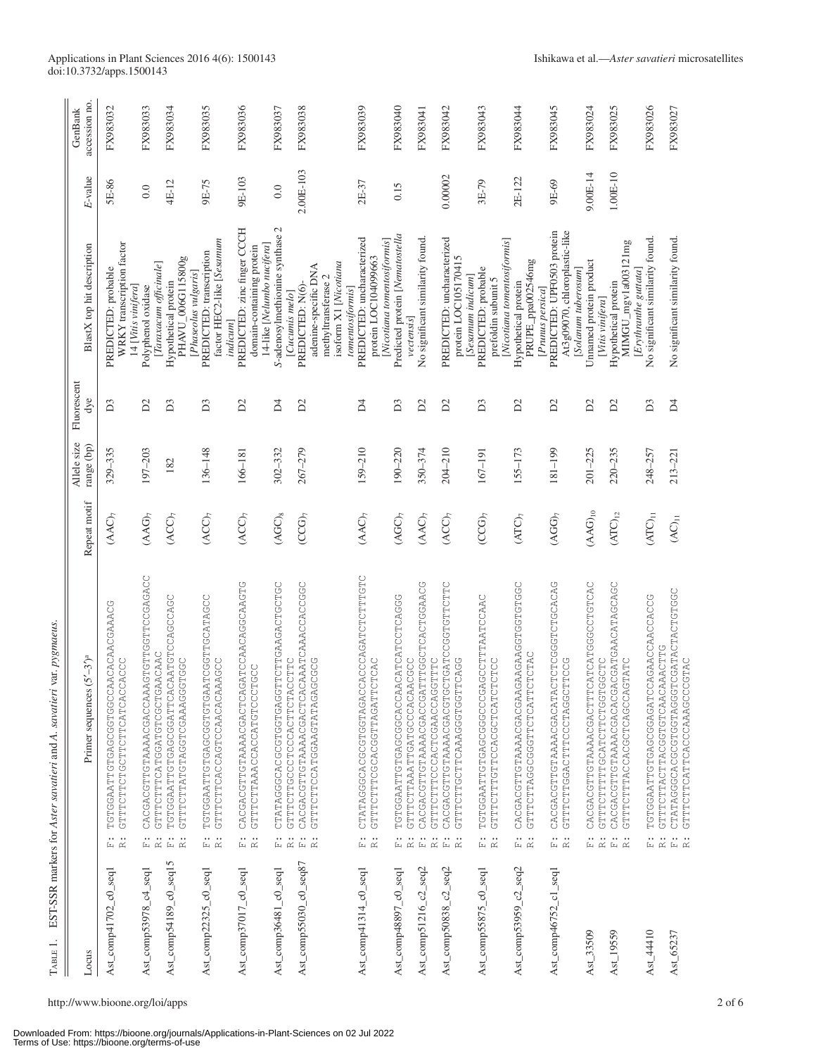Table 1. EST-SSR markers for *Aster savatieri* and *A. savatieri* var. *pygmaeus*.

| Locus | Primer sequences (5′–3′)[a] | Repeat motif | Allele size range (bp) | Fluorescent dye | BlastX top hit description | *E*-value | GenBank accession no. |
| --- | --- | --- | --- | --- | --- | --- | --- |
| Ast_comp41702_c0_seq1 | F: TGTGGAATTGTGAGCGGTGGCCAACAACAACGAAACG<br>R: GTTTCTTCTGCTTCTTCATCACCACCC | $(AAC)_7$ | 329–335 | D3 | PREDICTED: probable WRKY transcription factor 14 [*Vitis vinifera*] | 5E-86 | FX983032 |
| Ast_comp53978_c4_seq1 | F: CACGACGTTGTAAAACGACCAAAGTGTTGGTTCCGAGACC<br>R: GTTTCTTTCATGGATGTCGCTGAACAAC | $(AAG)_7$ | 197–203 | D2 | Polyphenol oxidase [*Taraxacum officinale*] | 0.0 | FX983033 |
| Ast_comp54189_c0_seq15 | F: TGTGGAATTGTGAGCGGATTCACAATGTCCAGCCAGC<br>R: GTTTCTTATGTAGGTCGAAAGGGTGGC | $(ACC)_7$ | 182 | D3 | Hypothetical protein PHAVU_006G115800g [*Phaseolus vulgaris*] | 4E-12 | FX983034 |
| Ast_comp22325_c0_seq1 | F: TGTGGAATTGTGAGCGGTGTGAATCGGTTGCATAGCC<br>R: GTTTCTTCACCAGTCCAACACAAAGCC | $(ACC)_7$ | 136–148 | D3 | PREDICTED: transcription factor HEC2-like [*Sesamum indicum*] | 9E-75 | FX983035 |
| Ast_comp37017_c0_seq1 | F: CACGACGTTGTAAAACGACTCAGATCCAACAGGCAAGTG<br>R: GTTTCTTAAACCACCATGTCCCTGCC | $(ACC)_7$ | 166–181 | D2 | PREDICTED: zinc finger CCCH domain-containing protein 14-like [*Nelumbo nucifera*] | 9E-103 | FX983036 |
| Ast_comp36481_c0_seq1 | F: CTATAGGGCACGCGTGGTGAGGTTCTTGAAGACTGCTGC<br>R: GTTTCTTGCCCTCCCACTTCTACCTTC | $(AGC)_8$ | 302–332 | D4 | *S*-adenosylmethionine synthase 2 [*Cucumis melo*] | 0.0 | FX983037 |
| Ast_comp55030_c0_seq87 | F: CACGACGTTGTAAAACGACTCACAAATCAAACCACCGGC<br>R: GTTTCTTCCATGGAAGTATATAGAGCGCG | $(CCG)_7$ | 267–279 | D2 | PREDICTED: N(6)-adenine-specific DNA methyltransferase 2 isoform X1 [*Nicotiana tomentosiformis*] | 2.00E-103 | FX983038 |
| Ast_comp41314_c0_seq1 | F: CTATAGGGCACGCGTGGTAGACCACCCAGATCTCTTTGTC<br>R: GTTTCTTTCGCACGGTTAGATTCTCAC | $(AAC)_7$ | 159–210 | D4 | PREDICTED: uncharacterized protein LOC104099663 [*Nicotiana tomentosiformis*] | 2E-37 | FX983039 |
| Ast_comp48897_c0_seq1 | F: TGTGGAATTGTGAGCGGCACCAACATCATCCTCAGGG<br>R: GTTTCTTAAATTGATGCCCACAACGCC | $(AGC)_7$ | 190–220 | D3 | Predicted protein [*Nematostella vectensis*] | 0.15 | FX983040 |
| Ast_comp51216_c2_seq2 | F: CACGACGTTGTAAAACGACCGATTTGGCTCACTGGAACG<br>R: GTTTCTTCCCACTCGAACCAGGTTTC | $(AAC)_7$ | 350–374 | D2 | No significant similarity found. | | FX983041 |
| Ast_comp50838_c2_seq2 | F: CACGACGTTGTAAAACGACGTGCTGATCCGGTGTTCTTC<br>R: GTTTCTTGCTTCAAAGGGTGGTTCAGG | $(ACC)_7$ | 204–210 | D2 | PREDICTED: uncharacterized protein LOC105170415 [*Sesamum indicum*] | 0.00002 | FX983042 |
| Ast_comp55875_c0_seq1 | F: TGTGGAATTGTGAGCGGCGCCGAGCCTTTAATCCAAC<br>R: GTTTCTTGTTCCACGCTCATCTCTCC | $(CCG)_7$ | 167–191 | D3 | PREDICTED: probable prefoldin subunit 5 [*Nicotiana tomentosiformis*] | 3E-79 | FX983043 |
| Ast_comp53959_c2_seq2 | F: CACGACGTTGTAAAACGACGAAGAAGGTGGTGTGGC<br>R: GTTTCTTAGGCGGGTTCTCATTCTCTAC | $(ATC)_7$ | 155–173 | D2 | Hypothetical protein PRUPE_ppa002546mg [*Prunus persica*] | 2E-122 | FX983044 |
| Ast_comp46752_c1_seq1 | F: CACGACGTTGTAAAACGACATACTCTCGGGTCTGCACAG<br>R: GTTTCTTGGACTTTCCCTAGGCTTCCG | $(AGG)_7$ | 181–199 | D2 | PREDICTED: UPF0503 protein At3g09070, chloroplastic-like [*Solanum tuberosum*] | 9E-69 | FX983045 |
| Ast_33509 | F: CACGACGTTGTAAAACGACTTTCATCATGGGCCTGTCAC<br>R: GTTTCTTTTTGCATCTTCTGGTGGCTC | $(AAG)_{10}$ | 201–225 | D2 | Unnamed protein product [*Vitis vinifera*] | 9.00E-14 | FX983024 |
| Ast_19559 | F: CACGACGTTGTAAAACGACGACGATGAACATAGCAGC<br>R: GTTTCTTTACCACGCTCAGCCAGTATC | $(ATC)_{12}$ | 220–235 | D2 | Hypothetical protein MIMGU_mgv1a003121mg [*Erythranthe guttata*] | 1.00E-10 | FX983025 |
| Ast_44410 | F: TGTGGAATTGTGAGCGGGAGATCCAGAACCAACCACCG<br>R: GTTTCTTACTTACGGTGTCAACAAACTTG | $(ATC)_{11}$ | 248–257 | D3 | No significant similarity found. | | FX983026 |
| Ast_65237 | F: CTATAGGGCACGCGTGGTAGGGTCGATACTACTGTGGC<br>R: GTTTCTTCATTCACCCAAAGCCCGTAC | $(AC)_{11}$ | 213–221 | D4 | No significant similarity found. | | FX983027 |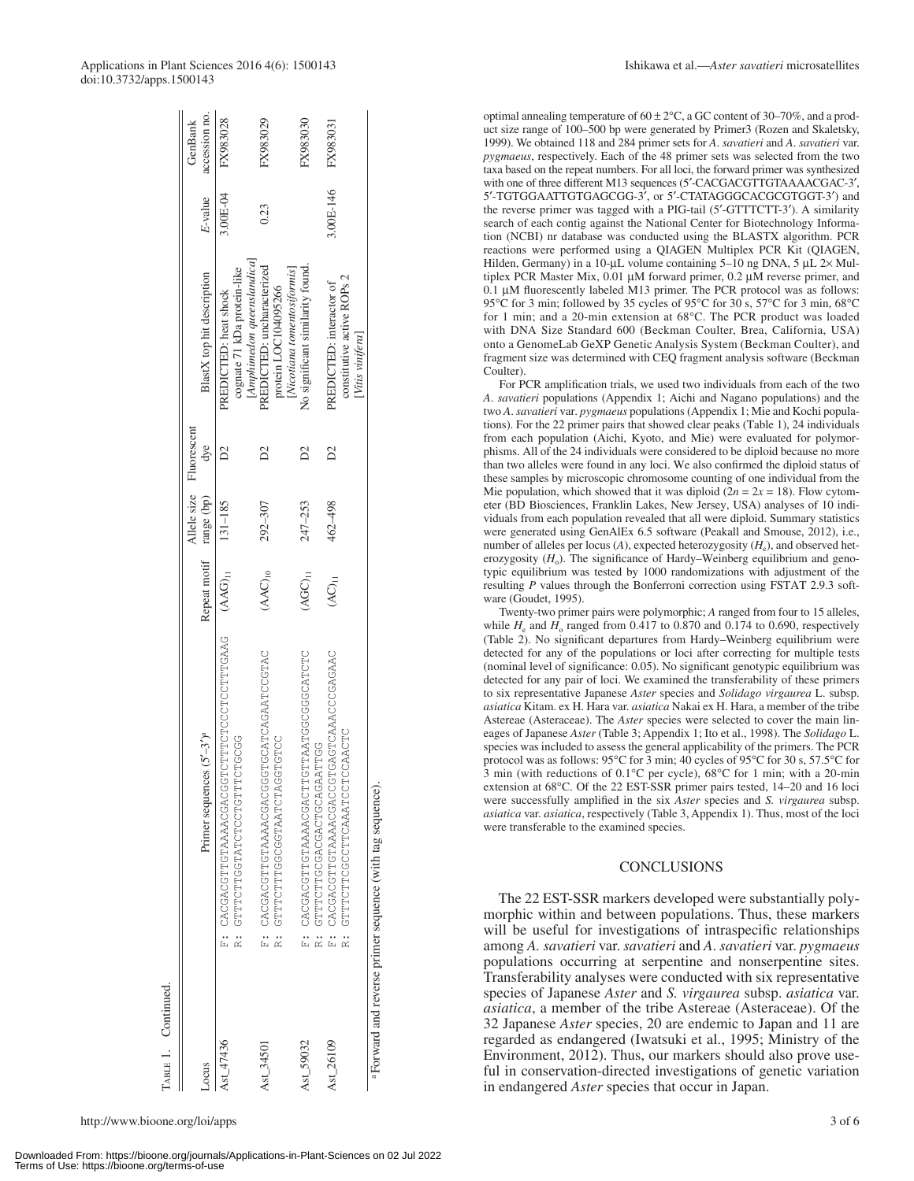TABLE 1. Continued.

| Locus | Primer sequences (5′–3′)[a] | Repeat motif | Allele size range (bp) | Fluorescent dye | BlastX top hit description | *E*-value | GenBank accession no. |
|---|---|---|---|---|---|---|---|
| Ast_47436 | F: CACGACGTTGTAAAACGACGGTCTTTCTCCCTCCTTTGAAG<br>R: GTTTCTTGGTATCTCCTGTTTCTGCGG | $(AAG)_{11}$ | 131–185 | D2 | PREDICTED: heat shock cognate 71 kDa protein-like [*Amphimedon queenslandica*] | 3.00E-04 | FX983028 |
| Ast_34501 | F: CACGACGTTGTAAAACGACGGGTGCATCAGAATCCGTAC<br>R: GTTTCTTTGGCGGTAATCTAGGTGTCC | $(AAC)_{10}$ | 292–307 | D2 | PREDICTED: uncharacterized protein LOC104095266 [*Nicotiana tomentosiformis*] | 0.23 | FX983029 |
| Ast_59032 | F: CACGACGTTGTAAAACGACTTGTTAATGGCGGGCATCTC<br>R: GTTTCTTGCGACGACTGCAGAATTGG | $(AGC)_{11}$ | 247–253 | D2 | No significant similarity found. | | FX983030 |
| Ast_26109 | F: CACGACGTTGTAAAACGACCGTGAGTCAAACCCGAGAAC<br>R: GTTTCTTCGCCTTCAAATCCTCCAACTC | $(AC)_{11}$ | 462–498 | D2 | PREDICTED: interactor of constitutive active ROPs 2 [*Vitis vinifera*] | 3.00E-146 | FX983031 |

[a] Forward and reverse primer sequence (with tag sequence).

optimal annealing temperature of 60 ± 2°C, a GC content of 30–70%, and a product size range of 100–500 bp were generated by Primer3 (Rozen and Skaletsky, 1999). We obtained 118 and 284 primer sets for *A. savatieri* and *A. savatieri* var. *pygmaeus*, respectively. Each of the 48 primer sets was selected from the two taxa based on the repeat numbers. For all loci, the forward primer was synthesized with one of three different M13 sequences (5′-CACGACGTTGTAAAACGAC-3′, 5′-TGTGGAATTGTGAGCGG-3′, or 5′-CTATAGGGCACGCGTGGT-3′) and the reverse primer was tagged with a PIG-tail (5′-GTTTCTT-3′). A similarity search of each contig against the National Center for Biotechnology Information (NCBI) nr database was conducted using the BLASTX algorithm. PCR reactions were performed using a QIAGEN Multiplex PCR Kit (QIAGEN, Hilden, Germany) in a 10-μL volume containing 5–10 ng DNA, 5 μL 2× Multiplex PCR Master Mix, 0.01 μM forward primer, 0.2 μM reverse primer, and 0.1 μM fluorescently labeled M13 primer. The PCR protocol was as follows: 95°C for 3 min; followed by 35 cycles of 95°C for 30 s, 57°C for 3 min, 68°C for 1 min; and a 20-min extension at 68°C. The PCR product was loaded with DNA Size Standard 600 (Beckman Coulter, Brea, California, USA) onto a GenomeLab GeXP Genetic Analysis System (Beckman Coulter), and fragment size was determined with CEQ fragment analysis software (Beckman Coulter).

For PCR amplification trials, we used two individuals from each of the two *A. savatieri* populations (Appendix 1; Aichi and Nagano populations) and the two *A. savatieri* var. *pygmaeus* populations (Appendix 1; Mie and Kochi populations). For the 22 primer pairs that showed clear peaks (Table 1), 24 individuals from each population (Aichi, Kyoto, and Mie) were evaluated for polymorphisms. All of the 24 individuals were considered to be diploid because no more than two alleles were found in any loci. We also confirmed the diploid status of these samples by microscopic chromosome counting of one individual from the Mie population, which showed that it was diploid ($2n = 2x = 18$). Flow cytometer (BD Biosciences, Franklin Lakes, New Jersey, USA) analyses of 10 individuals from each population revealed that all were diploid. Summary statistics were generated using GenAlEx 6.5 software (Peakall and Smouse, 2012), i.e., number of alleles per locus (*A*), expected heterozygosity ($H_e$), and observed heterozygosity ($H_o$). The significance of Hardy–Weinberg equilibrium and genotypic equilibrium was tested by 1000 randomizations with adjustment of the resulting *P* values through the Bonferroni correction using FSTAT 2.9.3 software (Goudet, 1995).

Twenty-two primer pairs were polymorphic; *A* ranged from four to 15 alleles, while $H_e$ and $H_o$ ranged from 0.417 to 0.870 and 0.174 to 0.690, respectively (Table 2). No significant departures from Hardy–Weinberg equilibrium were detected for any of the populations or loci after correcting for multiple tests (nominal level of significance: 0.05). No significant genotypic equilibrium was detected for any pair of loci. We examined the transferability of these primers to six representative Japanese *Aster* species and *Solidago virgaurea* L. subsp. *asiatica* Kitam. ex H. Hara var. *asiatica* Nakai ex H. Hara, a member of the tribe Astereae (Asteraceae). The *Aster* species were selected to cover the main lineages of Japanese *Aster* (Table 3; Appendix 1; Ito et al., 1998). The *Solidago* L. species was included to assess the general applicability of the primers. The PCR protocol was as follows: 95°C for 3 min; 40 cycles of 95°C for 30 s, 57.5°C for 3 min (with reductions of 0.1°C per cycle), 68°C for 1 min; with a 20-min extension at 68°C. Of the 22 EST-SSR primer pairs tested, 14–20 and 16 loci were successfully amplified in the six *Aster* species and *S. virgaurea* subsp. *asiatica* var. *asiatica*, respectively (Table 3, Appendix 1). Thus, most of the loci were transferable to the examined species.

## CONCLUSIONS

The 22 EST-SSR markers developed were substantially polymorphic within and between populations. Thus, these markers will be useful for investigations of intraspecific relationships among *A. savatieri* var. *savatieri* and *A. savatieri* var. *pygmaeus* populations occurring at serpentine and nonserpentine sites. Transferability analyses were conducted with six representative species of Japanese *Aster* and *S. virgaurea* subsp. *asiatica* var. *asiatica*, a member of the tribe Astereae (Asteraceae). Of the 32 Japanese *Aster* species, 20 are endemic to Japan and 11 are regarded as endangered (Iwatsuki et al., 1995; Ministry of the Environment, 2012). Thus, our markers should also prove useful in conservation-directed investigations of genetic variation in endangered *Aster* species that occur in Japan.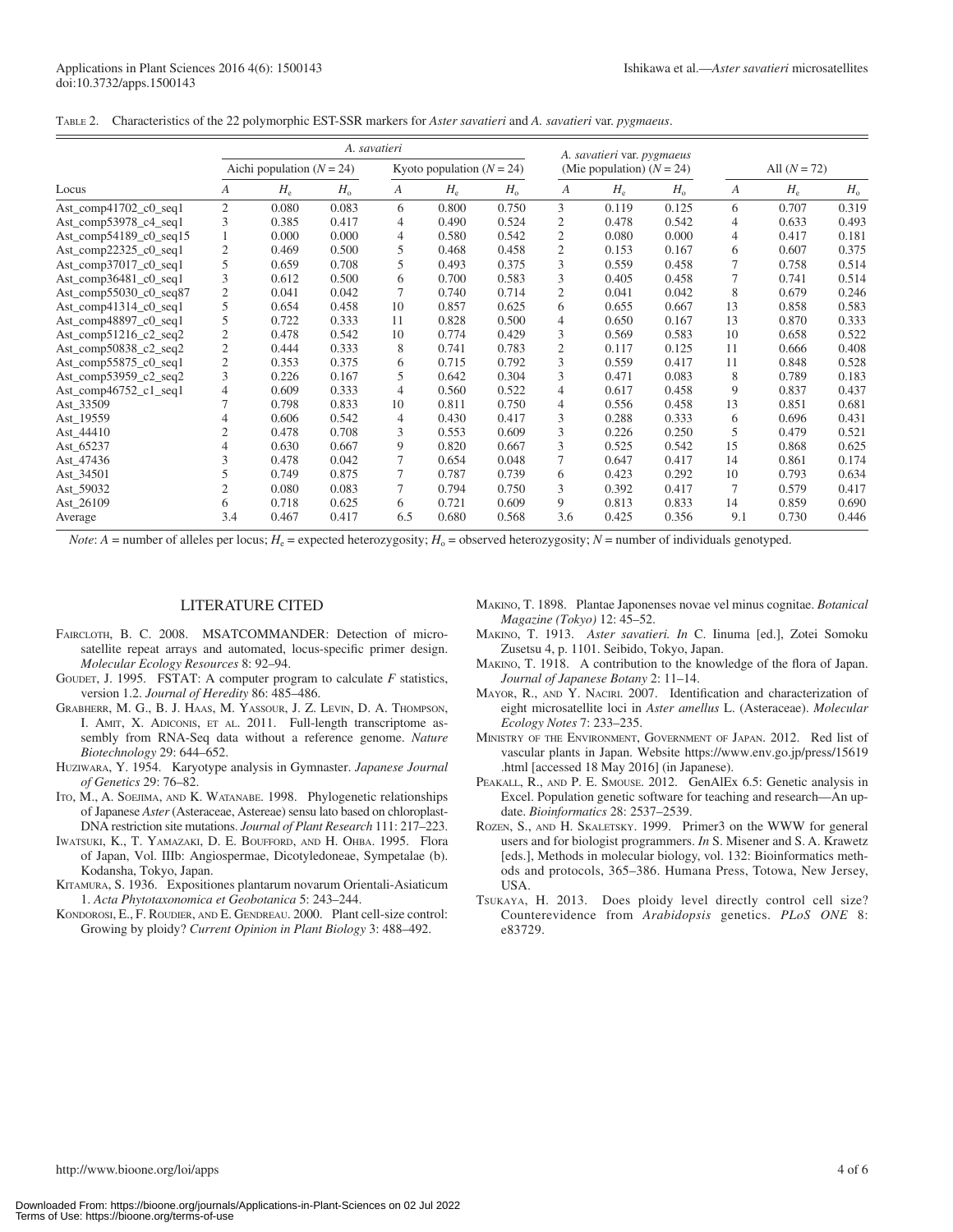Table 2. Characteristics of the 22 polymorphic EST-SSR markers for *Aster savatieri* and *A. savatieri* var. *pygmaeus*.

| | *A. savatieri* | | | | | | *A. savatieri* var. *pygmaeus* | | | | | |
|---|---|---|---|---|---|---|---|---|---|---|---|---|
| | Aichi population ($N$ = 24) | | | Kyoto population ($N$ = 24) | | | (Mie population) ($N$ = 24) | | | All ($N$ = 72) | | |
| Locus | $A$ | $H_e$ | $H_o$ | $A$ | $H_e$ | $H_o$ | $A$ | $H_e$ | $H_o$ | $A$ | $H_e$ | $H_o$ |
| Ast_comp41702_c0_seq1 | 2 | 0.080 | 0.083 | 6 | 0.800 | 0.750 | 3 | 0.119 | 0.125 | 6 | 0.707 | 0.319 |
| Ast_comp53978_c4_seq1 | 3 | 0.385 | 0.417 | 4 | 0.490 | 0.524 | 2 | 0.478 | 0.542 | 4 | 0.633 | 0.493 |
| Ast_comp54189_c0_seq15 | 1 | 0.000 | 0.000 | 4 | 0.580 | 0.542 | 2 | 0.080 | 0.000 | 4 | 0.417 | 0.181 |
| Ast_comp22325_c0_seq1 | 2 | 0.469 | 0.500 | 5 | 0.468 | 0.458 | 2 | 0.153 | 0.167 | 6 | 0.607 | 0.375 |
| Ast_comp37017_c0_seq1 | 5 | 0.659 | 0.708 | 5 | 0.493 | 0.375 | 3 | 0.559 | 0.458 | 7 | 0.758 | 0.514 |
| Ast_comp36481_c0_seq1 | 3 | 0.612 | 0.500 | 6 | 0.700 | 0.583 | 3 | 0.405 | 0.458 | 7 | 0.741 | 0.514 |
| Ast_comp55030_c0_seq87 | 2 | 0.041 | 0.042 | 7 | 0.740 | 0.714 | 2 | 0.041 | 0.042 | 8 | 0.679 | 0.246 |
| Ast_comp41314_c0_seq1 | 5 | 0.654 | 0.458 | 10 | 0.857 | 0.625 | 6 | 0.655 | 0.667 | 13 | 0.858 | 0.583 |
| Ast_comp48897_c0_seq1 | 5 | 0.722 | 0.333 | 11 | 0.828 | 0.500 | 4 | 0.650 | 0.167 | 13 | 0.870 | 0.333 |
| Ast_comp51216_c2_seq2 | 2 | 0.478 | 0.542 | 10 | 0.774 | 0.429 | 3 | 0.569 | 0.583 | 10 | 0.658 | 0.522 |
| Ast_comp50838_c2_seq2 | 2 | 0.444 | 0.333 | 8 | 0.741 | 0.783 | 2 | 0.117 | 0.125 | 11 | 0.666 | 0.408 |
| Ast_comp55875_c0_seq1 | 2 | 0.353 | 0.375 | 6 | 0.715 | 0.792 | 3 | 0.559 | 0.417 | 11 | 0.848 | 0.528 |
| Ast_comp53959_c2_seq2 | 3 | 0.226 | 0.167 | 5 | 0.642 | 0.304 | 3 | 0.471 | 0.083 | 8 | 0.789 | 0.183 |
| Ast_comp46752_c1_seq1 | 4 | 0.609 | 0.333 | 4 | 0.560 | 0.522 | 4 | 0.617 | 0.458 | 9 | 0.837 | 0.437 |
| Ast_33509 | 7 | 0.798 | 0.833 | 10 | 0.811 | 0.750 | 4 | 0.556 | 0.458 | 13 | 0.851 | 0.681 |
| Ast_19559 | 4 | 0.606 | 0.542 | 4 | 0.430 | 0.417 | 3 | 0.288 | 0.333 | 6 | 0.696 | 0.431 |
| Ast_44410 | 2 | 0.478 | 0.708 | 3 | 0.553 | 0.609 | 3 | 0.226 | 0.250 | 5 | 0.479 | 0.521 |
| Ast_65237 | 4 | 0.630 | 0.667 | 9 | 0.820 | 0.667 | 3 | 0.525 | 0.542 | 15 | 0.868 | 0.625 |
| Ast_47436 | 3 | 0.478 | 0.042 | 7 | 0.654 | 0.048 | 7 | 0.647 | 0.417 | 14 | 0.861 | 0.174 |
| Ast_34501 | 5 | 0.749 | 0.875 | 7 | 0.787 | 0.739 | 6 | 0.423 | 0.292 | 10 | 0.793 | 0.634 |
| Ast_59032 | 2 | 0.080 | 0.083 | 7 | 0.794 | 0.750 | 3 | 0.392 | 0.417 | 7 | 0.579 | 0.417 |
| Ast_26109 | 6 | 0.718 | 0.625 | 6 | 0.721 | 0.609 | 9 | 0.813 | 0.833 | 14 | 0.859 | 0.690 |
| Average | 3.4 | 0.467 | 0.417 | 6.5 | 0.680 | 0.568 | 3.6 | 0.425 | 0.356 | 9.1 | 0.730 | 0.446 |

*Note*: $A$ = number of alleles per locus; $H_e$ = expected heterozygosity; $H_o$ = observed heterozygosity; $N$ = number of individuals genotyped.

## LITERATURE CITED

Faircloth, B. C. 2008. MSATCOMMANDER: Detection of microsatellite repeat arrays and automated, locus-specific primer design. *Molecular Ecology Resources* 8: 92–94.

Goudet, J. 1995. FSTAT: A computer program to calculate *F* statistics, version 1.2. *Journal of Heredity* 86: 485–486.

Grabherr, M. G., B. J. Haas, M. Yassour, J. Z. Levin, D. A. Thompson, I. Amit, X. Adiconis, et al. 2011. Full-length transcriptome assembly from RNA-Seq data without a reference genome. *Nature Biotechnology* 29: 644–652.

Huziwara, Y. 1954. Karyotype analysis in Gymnaster. *Japanese Journal of Genetics* 29: 76–82.

Ito, M., A. Soejima, and K. Watanabe. 1998. Phylogenetic relationships of Japanese *Aster* (Asteraceae, Astereae) sensu lato based on chloroplast-DNA restriction site mutations. *Journal of Plant Research* 111: 217–223.

Iwatsuki, K., T. Yamazaki, D. E. Boufford, and H. Ohba. 1995. Flora of Japan, Vol. IIIb: Angiospermae, Dicotyledoneae, Sympetalae (b). Kodansha, Tokyo, Japan.

Kitamura, S. 1936. Expositiones plantarum novarum Orientali-Asiaticum 1. *Acta Phytotaxonomica et Geobotanica* 5: 243–244.

Kondorosi, E., F. Roudier, and E. Gendreau. 2000. Plant cell-size control: Growing by ploidy? *Current Opinion in Plant Biology* 3: 488–492.

Makino, T. 1898. Plantae Japonenses novae vel minus cognitae. *Botanical Magazine (Tokyo)* 12: 45–52.

Makino, T. 1913. *Aster savatieri. In* C. Iinuma [ed.], Zotei Somoku Zusetsu 4, p. 1101. Seibido, Tokyo, Japan.

Makino, T. 1918. A contribution to the knowledge of the flora of Japan. *Journal of Japanese Botany* 2: 11–14.

Mayor, R., and Y. Naciri. 2007. Identification and characterization of eight microsatellite loci in *Aster amellus* L. (Asteraceae). *Molecular Ecology Notes* 7: 233–235.

Ministry of the Environment, Government of Japan. 2012. Red list of vascular plants in Japan. Website https://www.env.go.jp/press/15619.html [accessed 18 May 2016] (in Japanese).

Peakall, R., and P. E. Smouse. 2012. GenAlEx 6.5: Genetic analysis in Excel. Population genetic software for teaching and research—An update. *Bioinformatics* 28: 2537–2539.

Rozen, S., and H. Skaletsky. 1999. Primer3 on the WWW for general users and for biologist programmers. *In* S. Misener and S. A. Krawetz [eds.], Methods in molecular biology, vol. 132: Bioinformatics methods and protocols, 365–386. Humana Press, Totowa, New Jersey, USA.

Tsukaya, H. 2013. Does ploidy level directly control cell size? Counterevidence from *Arabidopsis* genetics. *PLoS ONE* 8: e83729.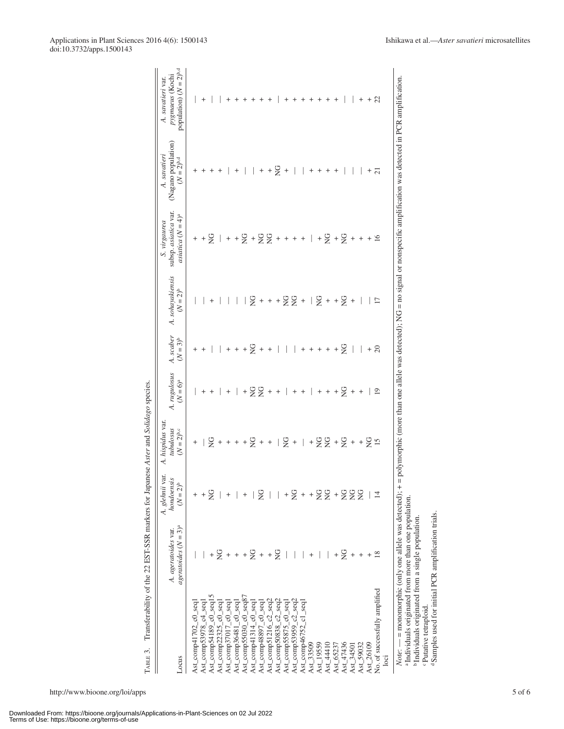Table 3. Transferability of the 22 EST-SSR markers for Japanese *Aster* and *Solidago* species.

| Locus | *A. ageratoides* var. *ageratoides* ($N = 3$)[a] | *A. glehnii* var. *hondoensis* ($N = 2$)[b] | *A. hispidus* var. *tubulosus* ($N = 2$)[b,c] | *A. rugulosus* ($N = 6$)[a] | *A. scaber* ($N = 3$)[b] | *A. sohayakiensis* ($N = 2$)[b] | *S. virgaurea* subsp. *asiatica* var. *asiatica* ($N = 4$)[a] | *A. savatieri* (Nagano population) ($N = 2$)[b,d] | *A. savatieri* var. *pygmaeus* (Kochi population) ($N = 2$)[b,d] |
|---|---|---|---|---|---|---|---|---|---|
| Ast_comp41702_c0_seq1 | — | + | + | — | + | — | + | + | — |
| Ast_comp53978_c4_seq1 | — | + | — | + | + | — | + | + | + |
| Ast_comp54189_c0_seq15 | + | NG | NG | + | — | + | NG | + | — |
| Ast_comp22325_c0_seq1 | NG | — | + | — | — | — | — | + | — |
| Ast_comp37017_c0_seq1 | + | + | + | + | + | — | + | — | + |
| Ast_comp36481_c0_seq1 | + | — | + | — | + | — | + | + | + |
| Ast_comp55030_c0_seq87 | + | + | + | + | + | — | NG | — | + |
| Ast_comp41314_c0_seq1 | NG | — | NG | NG | NG | NG | + | — | + |
| Ast_comp48897_c0_seq1 | + | NG | + | NG | + | + | NG | + | + |
| Ast_comp51216_c2_seq2 | + | — | + | + | + | + | NG | + | + |
| Ast_comp50838_c2_seq2 | NG | — | — | + | — | + | + | NG | — |
| Ast_comp55875_c0_seq1 | — | + | NG | — | — | NG | + | + | + |
| Ast_comp53959_c2_seq2 | — | NG | + | + | — | NG | + | — | + |
| Ast_comp46752_c1_seq1 | — | + | — | + | + | + | + | — | + |
| Ast_33509 | + | + | + | — | + | — | — | — | + |
| Ast_19559 | — | NG | NG | + | + | NG | + | + | + |
| Ast_44410 | — | NG | NG | + | + | + | NG | + | + |
| Ast_65237 | + | + | + | + | + | + | + | + | + |
| Ast_47436 | NG | NG | NG | NG | NG | NG | NG | — | — |
| Ast_34501 | + | NG | + | + | — | + | + | — | — |
| Ast_59032 | + | NG | + | + | — | — | + | — | + |
| Ast_26109 | + | — | NG | — | + | — | + | + | + |
| No. of successfully amplified loci | 18 | 14 | 15 | 19 | 20 | 17 | 16 | 21 | 22 |

*Note*: — = monomorphic (only one allele was detected); + = polymorphic (more than one allele was detected); NG = no signal or nonspecific amplification was detected in PCR amplification.

[a] Individuals originated from more than one population.

[b] Individuals originated from a single population.

[c] Putative tetraploid.

[d] Samples used for initial PCR amplification trials.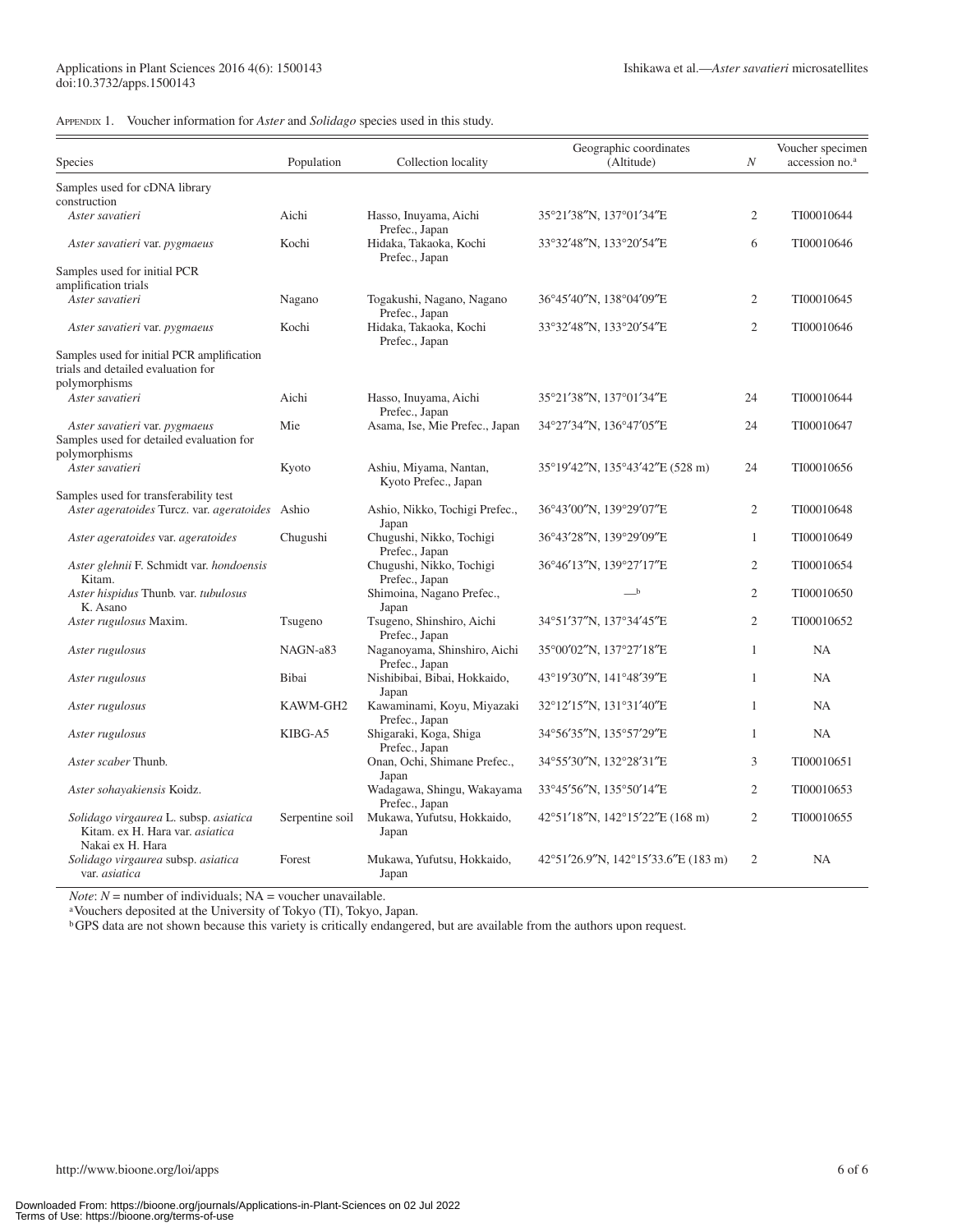Appendix 1. Voucher information for *Aster* and *Solidago* species used in this study.

| Species | Population | Collection locality | Geographic coordinates (Altitude) | $N$ | Voucher specimen accession no.[a] |
|---|---|---|---|---|---|
| Samples used for cDNA library construction | | | | | |
| *Aster savatieri* | Aichi | Hasso, Inuyama, Aichi Prefec., Japan | 35°21′38″N, 137°01′34″E | 2 | TI00010644 |
| *Aster savatieri* var. *pygmaeus* | Kochi | Hidaka, Takaoka, Kochi Prefec., Japan | 33°32′48″N, 133°20′54″E | 6 | TI00010646 |
| Samples used for initial PCR amplification trials | | | | | |
| *Aster savatieri* | Nagano | Togakushi, Nagano, Nagano Prefec., Japan | 36°45′40″N, 138°04′09″E | 2 | TI00010645 |
| *Aster savatieri* var. *pygmaeus* | Kochi | Hidaka, Takaoka, Kochi Prefec., Japan | 33°32′48″N, 133°20′54″E | 2 | TI00010646 |
| Samples used for initial PCR amplification trials and detailed evaluation for polymorphisms | | | | | |
| *Aster savatieri* | Aichi | Hasso, Inuyama, Aichi Prefec., Japan | 35°21′38″N, 137°01′34″E | 24 | TI00010644 |
| *Aster savatieri* var. *pygmaeus* | Mie | Asama, Ise, Mie Prefec., Japan | 34°27′34″N, 136°47′05″E | 24 | TI00010647 |
| Samples used for detailed evaluation for polymorphisms | | | | | |
| *Aster savatieri* | Kyoto | Ashiu, Miyama, Nantan, Kyoto Prefec., Japan | 35°19′42″N, 135°43′42″E (528 m) | 24 | TI00010656 |
| Samples used for transferability test | | | | | |
| *Aster ageratoides* Turcz. var. *ageratoides* | Ashio | Ashio, Nikko, Tochigi Prefec., Japan | 36°43′00″N, 139°29′07″E | 2 | TI00010648 |
| *Aster ageratoides* var. *ageratoides* | Chugushi | Chugushi, Nikko, Tochigi Prefec., Japan | 36°43′28″N, 139°29′09″E | 1 | TI00010649 |
| *Aster glehnii* F. Schmidt var. *hondoensis* Kitam. | | Chugushi, Nikko, Tochigi Prefec., Japan | 36°46′13″N, 139°27′17″E | 2 | TI00010654 |
| *Aster hispidus* Thunb. var. *tubulosus* K. Asano | | Shimoina, Nagano Prefec., Japan | —[b] | 2 | TI00010650 |
| *Aster rugulosus* Maxim. | Tsugeno | Tsugeno, Shinshiro, Aichi Prefec., Japan | 34°51′37″N, 137°34′45″E | 2 | TI00010652 |
| *Aster rugulosus* | NAGN-a83 | Naganoyama, Shinshiro, Aichi Prefec., Japan | 35°00′02″N, 137°27′18″E | 1 | NA |
| *Aster rugulosus* | Bibai | Nishibibai, Bibai, Hokkaido, Japan | 43°19′30″N, 141°48′39″E | 1 | NA |
| *Aster rugulosus* | KAWM-GH2 | Kawaminami, Koyu, Miyazaki Prefec., Japan | 32°12′15″N, 131°31′40″E | 1 | NA |
| *Aster rugulosus* | KIBG-A5 | Shigaraki, Koga, Shiga Prefec., Japan | 34°56′35″N, 135°57′29″E | 1 | NA |
| *Aster scaber* Thunb. | | Onan, Ochi, Shimane Prefec., Japan | 34°55′30″N, 132°28′31″E | 3 | TI00010651 |
| *Aster sohayakiensis* Koidz. | | Wadagawa, Shingu, Wakayama Prefec., Japan | 33°45′56″N, 135°50′14″E | 2 | TI00010653 |
| *Solidago virgaurea* L. subsp. *asiatica* Kitam. ex H. Hara var. *asiatica* Nakai ex H. Hara | Serpentine soil | Mukawa, Yufutsu, Hokkaido, Japan | 42°51′18″N, 142°15′22″E (168 m) | 2 | TI00010655 |
| *Solidago virgaurea* subsp. *asiatica* var. *asiatica* | Forest | Mukawa, Yufutsu, Hokkaido, Japan | 42°51′26.9″N, 142°15′33.6″E (183 m) | 2 | NA |

*Note*: $N$ = number of individuals; NA = voucher unavailable.

[a] Vouchers deposited at the University of Tokyo (TI), Tokyo, Japan.

[b] GPS data are not shown because this variety is critically endangered, but are available from the authors upon request.